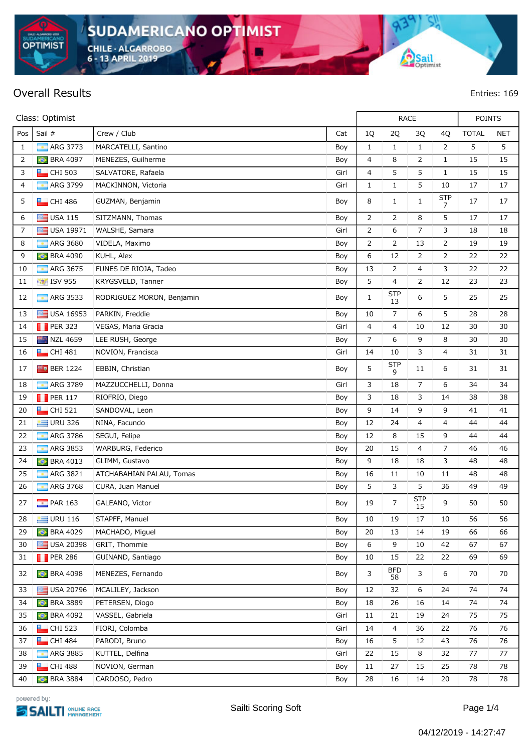SUDAMERICANO OPTIMIST
CHILE · ALGARROBO
6 - 13 APRIL 2019

# Overall Results

Entries: 169

| Class: Optimist | | | | RACE | | | | POINTS | |
|---|---|---|---|---|---|---|---|---|---|
| Pos | Sail # | Crew / Club | Cat | 1Q | 2Q | 3Q | 4Q | TOTAL | NET |
| 1 | ARG 3773 | MARCATELLI, Santino | Boy | 1 | 1 | 1 | 2 | 5 | 5 |
| 2 | BRA 4097 | MENEZES, Guilherme | Boy | 4 | 8 | 2 | 1 | 15 | 15 |
| 3 | CHI 503 | SALVATORE, Rafaela | Girl | 4 | 5 | 5 | 1 | 15 | 15 |
| 4 | ARG 3799 | MACKINNON, Victoria | Girl | 1 | 1 | 5 | 10 | 17 | 17 |
| 5 | CHI 486 | GUZMAN, Benjamin | Boy | 8 | 1 | 1 | STP 7 | 17 | 17 |
| 6 | USA 115 | SITZMANN, Thomas | Boy | 2 | 2 | 8 | 5 | 17 | 17 |
| 7 | USA 19971 | WALSHE, Samara | Girl | 2 | 6 | 7 | 3 | 18 | 18 |
| 8 | ARG 3680 | VIDELA, Maximo | Boy | 2 | 2 | 13 | 2 | 19 | 19 |
| 9 | BRA 4090 | KUHL, Alex | Boy | 6 | 12 | 2 | 2 | 22 | 22 |
| 10 | ARG 3675 | FUNES DE RIOJA, Tadeo | Boy | 13 | 2 | 4 | 3 | 22 | 22 |
| 11 | ISV 955 | KRYGSVELD, Tanner | Boy | 5 | 4 | 2 | 12 | 23 | 23 |
| 12 | ARG 3533 | RODRIGUEZ MORON, Benjamin | Boy | 1 | STP 13 | 6 | 5 | 25 | 25 |
| 13 | USA 16953 | PARKIN, Freddie | Boy | 10 | 7 | 6 | 5 | 28 | 28 |
| 14 | PER 323 | VEGAS, Maria Gracia | Girl | 4 | 4 | 10 | 12 | 30 | 30 |
| 15 | NZL 4659 | LEE RUSH, George | Boy | 7 | 6 | 9 | 8 | 30 | 30 |
| 16 | CHI 481 | NOVION, Francisca | Girl | 14 | 10 | 3 | 4 | 31 | 31 |
| 17 | BER 1224 | EBBIN, Christian | Boy | 5 | STP 9 | 11 | 6 | 31 | 31 |
| 18 | ARG 3789 | MAZZUCCHELLI, Donna | Girl | 3 | 18 | 7 | 6 | 34 | 34 |
| 19 | PER 117 | RIOFRIO, Diego | Boy | 3 | 18 | 3 | 14 | 38 | 38 |
| 20 | CHI 521 | SANDOVAL, Leon | Boy | 9 | 14 | 9 | 9 | 41 | 41 |
| 21 | URU 326 | NINA, Facundo | Boy | 12 | 24 | 4 | 4 | 44 | 44 |
| 22 | ARG 3786 | SEGUI, Felipe | Boy | 12 | 8 | 15 | 9 | 44 | 44 |
| 23 | ARG 3853 | WARBURG, Federico | Boy | 20 | 15 | 4 | 7 | 46 | 46 |
| 24 | BRA 4013 | GLIMM, Gustavo | Boy | 9 | 18 | 18 | 3 | 48 | 48 |
| 25 | ARG 3821 | ATCHABAHIAN PALAU, Tomas | Boy | 16 | 11 | 10 | 11 | 48 | 48 |
| 26 | ARG 3768 | CURA, Juan Manuel | Boy | 5 | 3 | 5 | 36 | 49 | 49 |
| 27 | PAR 163 | GALEANO, Victor | Boy | 19 | 7 | STP 15 | 9 | 50 | 50 |
| 28 | URU 116 | STAPFF, Manuel | Boy | 10 | 19 | 17 | 10 | 56 | 56 |
| 29 | BRA 4029 | MACHADO, Miguel | Boy | 20 | 13 | 14 | 19 | 66 | 66 |
| 30 | USA 20398 | GRIT, Thommie | Boy | 6 | 9 | 10 | 42 | 67 | 67 |
| 31 | PER 286 | GUINAND, Santiago | Boy | 10 | 15 | 22 | 22 | 69 | 69 |
| 32 | BRA 4098 | MENEZES, Fernando | Boy | 3 | BFD 58 | 3 | 6 | 70 | 70 |
| 33 | USA 20796 | MCALILEY, Jackson | Boy | 12 | 32 | 6 | 24 | 74 | 74 |
| 34 | BRA 3889 | PETERSEN, Diogo | Boy | 18 | 26 | 16 | 14 | 74 | 74 |
| 35 | BRA 4092 | VASSEL, Gabriela | Girl | 11 | 21 | 19 | 24 | 75 | 75 |
| 36 | CHI 523 | FIORI, Colomba | Girl | 14 | 4 | 36 | 22 | 76 | 76 |
| 37 | CHI 484 | PARODI, Bruno | Boy | 16 | 5 | 12 | 43 | 76 | 76 |
| 38 | ARG 3885 | KUTTEL, Delfina | Girl | 22 | 15 | 8 | 32 | 77 | 77 |
| 39 | CHI 488 | NOVION, German | Boy | 11 | 27 | 15 | 25 | 78 | 78 |
| 40 | BRA 3884 | CARDOSO, Pedro | Boy | 28 | 16 | 14 | 20 | 78 | 78 |

powered by: SAILTI ONLINE RACE MANAGEMENT

Sailti Scoring Soft

04/12/2019 - 14:27:47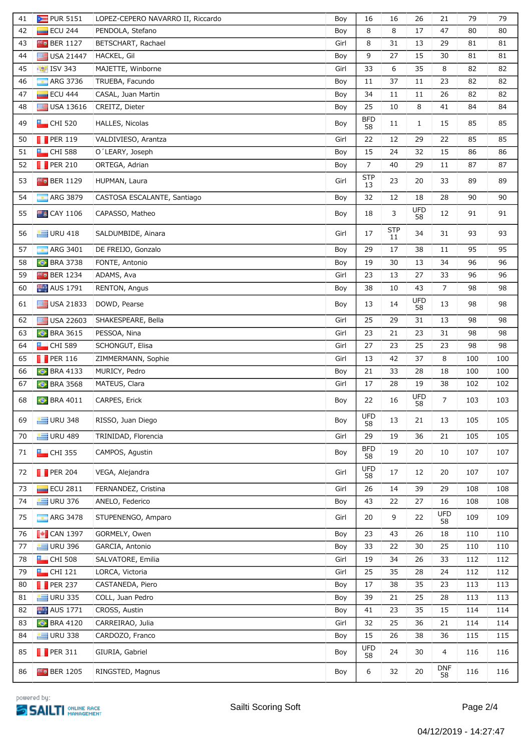| 41 | PUR 5151 | LOPEZ-CEPERO NAVARRO II, Riccardo | Boy | 16 | 16 | 26 | 21 | 79 | 79 |
|---|---|---|---|---|---|---|---|---|---|
| 42 | ECU 244 | PENDOLA, Stefano | Boy | 8 | 8 | 17 | 47 | 80 | 80 |
| 43 | BER 1127 | BETSCHART, Rachael | Girl | 8 | 31 | 13 | 29 | 81 | 81 |
| 44 | USA 21447 | HACKEL, Gil | Boy | 9 | 27 | 15 | 30 | 81 | 81 |
| 45 | ISV 343 | MAJETTE, Winborne | Girl | 33 | 6 | 35 | 8 | 82 | 82 |
| 46 | ARG 3736 | TRUEBA, Facundo | Boy | 11 | 37 | 11 | 23 | 82 | 82 |
| 47 | ECU 444 | CASAL, Juan Martin | Boy | 34 | 11 | 11 | 26 | 82 | 82 |
| 48 | USA 13616 | CREITZ, Dieter | Boy | 25 | 10 | 8 | 41 | 84 | 84 |
| 49 | CHI 520 | HALLES, Nicolas | Boy | BFD 58 | 11 | 1 | 15 | 85 | 85 |
| 50 | PER 119 | VALDIVIESO, Arantza | Girl | 22 | 12 | 29 | 22 | 85 | 85 |
| 51 | CHI 588 | O´LEARY, Joseph | Boy | 15 | 24 | 32 | 15 | 86 | 86 |
| 52 | PER 210 | ORTEGA, Adrian | Boy | 7 | 40 | 29 | 11 | 87 | 87 |
| 53 | BER 1129 | HUPMAN, Laura | Girl | STP 13 | 23 | 20 | 33 | 89 | 89 |
| 54 | ARG 3879 | CASTOSA ESCALANTE, Santiago | Boy | 32 | 12 | 18 | 28 | 90 | 90 |
| 55 | CAY 1106 | CAPASSO, Matheo | Boy | 18 | 3 | UFD 58 | 12 | 91 | 91 |
| 56 | URU 418 | SALDUMBIDE, Ainara | Girl | 17 | STP 11 | 34 | 31 | 93 | 93 |
| 57 | ARG 3401 | DE FREIJO, Gonzalo | Boy | 29 | 17 | 38 | 11 | 95 | 95 |
| 58 | BRA 3738 | FONTE, Antonio | Boy | 19 | 30 | 13 | 34 | 96 | 96 |
| 59 | BER 1234 | ADAMS, Ava | Girl | 23 | 13 | 27 | 33 | 96 | 96 |
| 60 | AUS 1791 | RENTON, Angus | Boy | 38 | 10 | 43 | 7 | 98 | 98 |
| 61 | USA 21833 | DOWD, Pearse | Boy | 13 | 14 | UFD 58 | 13 | 98 | 98 |
| 62 | USA 22603 | SHAKESPEARE, Bella | Girl | 25 | 29 | 31 | 13 | 98 | 98 |
| 63 | BRA 3615 | PESSOA, Nina | Girl | 23 | 21 | 23 | 31 | 98 | 98 |
| 64 | CHI 589 | SCHONGUT, Elisa | Girl | 27 | 23 | 25 | 23 | 98 | 98 |
| 65 | PER 116 | ZIMMERMANN, Sophie | Girl | 13 | 42 | 37 | 8 | 100 | 100 |
| 66 | BRA 4133 | MURICY, Pedro | Boy | 21 | 33 | 28 | 18 | 100 | 100 |
| 67 | BRA 3568 | MATEUS, Clara | Girl | 17 | 28 | 19 | 38 | 102 | 102 |
| 68 | BRA 4011 | CARPES, Erick | Boy | 22 | 16 | UFD 58 | 7 | 103 | 103 |
| 69 | URU 348 | RISSO, Juan Diego | Boy | UFD 58 | 13 | 21 | 13 | 105 | 105 |
| 70 | URU 489 | TRINIDAD, Florencia | Girl | 29 | 19 | 36 | 21 | 105 | 105 |
| 71 | CHI 355 | CAMPOS, Agustin | Boy | BFD 58 | 19 | 20 | 10 | 107 | 107 |
| 72 | PER 204 | VEGA, Alejandra | Girl | UFD 58 | 17 | 12 | 20 | 107 | 107 |
| 73 | ECU 2811 | FERNANDEZ, Cristina | Girl | 26 | 14 | 39 | 29 | 108 | 108 |
| 74 | URU 376 | ANELO, Federico | Boy | 43 | 22 | 27 | 16 | 108 | 108 |
| 75 | ARG 3478 | STUPENENGO, Amparo | Girl | 20 | 9 | 22 | UFD 58 | 109 | 109 |
| 76 | CAN 1397 | GORMELY, Owen | Boy | 23 | 43 | 26 | 18 | 110 | 110 |
| 77 | URU 396 | GARCIA, Antonio | Boy | 33 | 22 | 30 | 25 | 110 | 110 |
| 78 | CHI 508 | SALVATORE, Emilia | Girl | 19 | 34 | 26 | 33 | 112 | 112 |
| 79 | CHI 121 | LORCA, Victoria | Girl | 25 | 35 | 28 | 24 | 112 | 112 |
| 80 | PER 237 | CASTANEDA, Piero | Boy | 17 | 38 | 35 | 23 | 113 | 113 |
| 81 | URU 335 | COLL, Juan Pedro | Boy | 39 | 21 | 25 | 28 | 113 | 113 |
| 82 | AUS 1771 | CROSS, Austin | Boy | 41 | 23 | 35 | 15 | 114 | 114 |
| 83 | BRA 4120 | CARREIRAO, Julia | Girl | 32 | 25 | 36 | 21 | 114 | 114 |
| 84 | URU 338 | CARDOZO, Franco | Boy | 15 | 26 | 38 | 36 | 115 | 115 |
| 85 | PER 311 | GIURIA, Gabriel | Boy | UFD 58 | 24 | 30 | 4 | 116 | 116 |
| 86 | BER 1205 | RINGSTED, Magnus | Boy | 6 | 32 | 20 | DNF 58 | 116 | 116 |

powered by: SAILTI ONLINE RACE MANAGEMENT

Sailti Scoring Soft

04/12/2019 - 14:27:47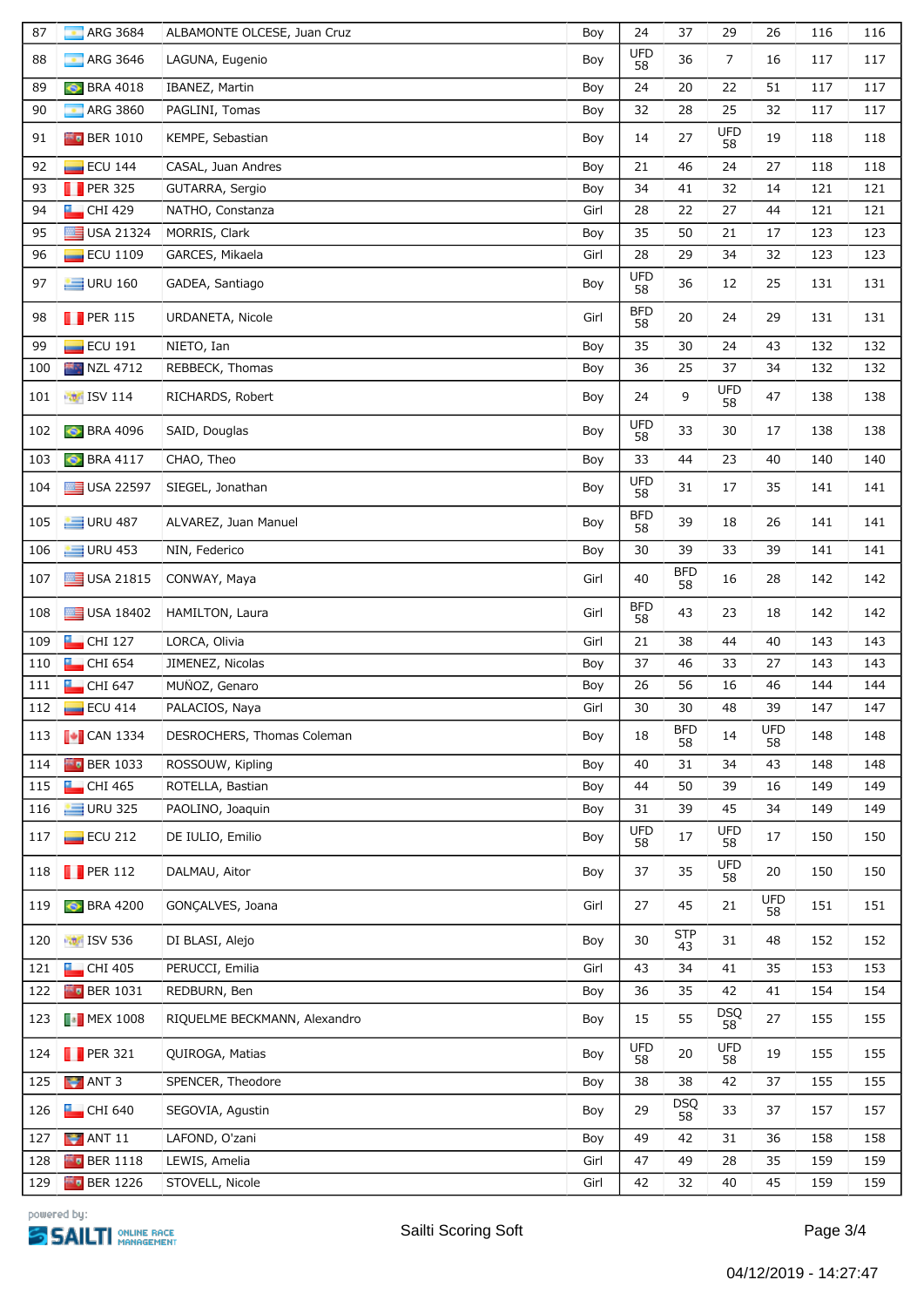| | | | | | | | | | |
|---|---|---|---|---|---|---|---|---|---|
| 87 | ARG 3684 | ALBAMONTE OLCESE, Juan Cruz | Boy | 24 | 37 | 29 | 26 | 116 | 116 |
| 88 | ARG 3646 | LAGUNA, Eugenio | Boy | UFD 58 | 36 | 7 | 16 | 117 | 117 |
| 89 | BRA 4018 | IBANEZ, Martin | Boy | 24 | 20 | 22 | 51 | 117 | 117 |
| 90 | ARG 3860 | PAGLINI, Tomas | Boy | 32 | 28 | 25 | 32 | 117 | 117 |
| 91 | BER 1010 | KEMPE, Sebastian | Boy | 14 | 27 | UFD 58 | 19 | 118 | 118 |
| 92 | ECU 144 | CASAL, Juan Andres | Boy | 21 | 46 | 24 | 27 | 118 | 118 |
| 93 | PER 325 | GUTARRA, Sergio | Boy | 34 | 41 | 32 | 14 | 121 | 121 |
| 94 | CHI 429 | NATHO, Constanza | Girl | 28 | 22 | 27 | 44 | 121 | 121 |
| 95 | USA 21324 | MORRIS, Clark | Boy | 35 | 50 | 21 | 17 | 123 | 123 |
| 96 | ECU 1109 | GARCES, Mikaela | Girl | 28 | 29 | 34 | 32 | 123 | 123 |
| 97 | URU 160 | GADEA, Santiago | Boy | UFD 58 | 36 | 12 | 25 | 131 | 131 |
| 98 | PER 115 | URDANETA, Nicole | Girl | BFD 58 | 20 | 24 | 29 | 131 | 131 |
| 99 | ECU 191 | NIETO, Ian | Boy | 35 | 30 | 24 | 43 | 132 | 132 |
| 100 | NZL 4712 | REBBECK, Thomas | Boy | 36 | 25 | 37 | 34 | 132 | 132 |
| 101 | ISV 114 | RICHARDS, Robert | Boy | 24 | 9 | UFD 58 | 47 | 138 | 138 |
| 102 | BRA 4096 | SAID, Douglas | Boy | UFD 58 | 33 | 30 | 17 | 138 | 138 |
| 103 | BRA 4117 | CHAO, Theo | Boy | 33 | 44 | 23 | 40 | 140 | 140 |
| 104 | USA 22597 | SIEGEL, Jonathan | Boy | UFD 58 | 31 | 17 | 35 | 141 | 141 |
| 105 | URU 487 | ALVAREZ, Juan Manuel | Boy | BFD 58 | 39 | 18 | 26 | 141 | 141 |
| 106 | URU 453 | NIN, Federico | Boy | 30 | 39 | 33 | 39 | 141 | 141 |
| 107 | USA 21815 | CONWAY, Maya | Girl | 40 | BFD 58 | 16 | 28 | 142 | 142 |
| 108 | USA 18402 | HAMILTON, Laura | Girl | BFD 58 | 43 | 23 | 18 | 142 | 142 |
| 109 | CHI 127 | LORCA, Olivia | Girl | 21 | 38 | 44 | 40 | 143 | 143 |
| 110 | CHI 654 | JIMENEZ, Nicolas | Boy | 37 | 46 | 33 | 27 | 143 | 143 |
| 111 | CHI 647 | MUÑOZ, Genaro | Boy | 26 | 56 | 16 | 46 | 144 | 144 |
| 112 | ECU 414 | PALACIOS, Naya | Girl | 30 | 30 | 48 | 39 | 147 | 147 |
| 113 | CAN 1334 | DESROCHERS, Thomas Coleman | Boy | 18 | BFD 58 | 14 | UFD 58 | 148 | 148 |
| 114 | BER 1033 | ROSSOUW, Kipling | Boy | 40 | 31 | 34 | 43 | 148 | 148 |
| 115 | CHI 465 | ROTELLA, Bastian | Boy | 44 | 50 | 39 | 16 | 149 | 149 |
| 116 | URU 325 | PAOLINO, Joaquin | Boy | 31 | 39 | 45 | 34 | 149 | 149 |
| 117 | ECU 212 | DE IULIO, Emilio | Boy | UFD 58 | 17 | UFD 58 | 17 | 150 | 150 |
| 118 | PER 112 | DALMAU, Aitor | Boy | 37 | 35 | UFD 58 | 20 | 150 | 150 |
| 119 | BRA 4200 | GONÇALVES, Joana | Girl | 27 | 45 | 21 | UFD 58 | 151 | 151 |
| 120 | ISV 536 | DI BLASI, Alejo | Boy | 30 | STP 43 | 31 | 48 | 152 | 152 |
| 121 | CHI 405 | PERUCCI, Emilia | Girl | 43 | 34 | 41 | 35 | 153 | 153 |
| 122 | BER 1031 | REDBURN, Ben | Boy | 36 | 35 | 42 | 41 | 154 | 154 |
| 123 | MEX 1008 | RIQUELME BECKMANN, Alexandro | Boy | 15 | 55 | DSQ 58 | 27 | 155 | 155 |
| 124 | PER 321 | QUIROGA, Matias | Boy | UFD 58 | 20 | UFD 58 | 19 | 155 | 155 |
| 125 | ANT 3 | SPENCER, Theodore | Boy | 38 | 38 | 42 | 37 | 155 | 155 |
| 126 | CHI 640 | SEGOVIA, Agustin | Boy | 29 | DSQ 58 | 33 | 37 | 157 | 157 |
| 127 | ANT 11 | LAFOND, O'zani | Boy | 49 | 42 | 31 | 36 | 158 | 158 |
| 128 | BER 1118 | LEWIS, Amelia | Girl | 47 | 49 | 28 | 35 | 159 | 159 |
| 129 | BER 1226 | STOVELL, Nicole | Girl | 42 | 32 | 40 | 45 | 159 | 159 |

powered by: SAILTI ONLINE RACE MANAGEMENT

Sailti Scoring Soft

04/12/2019 - 14:27:47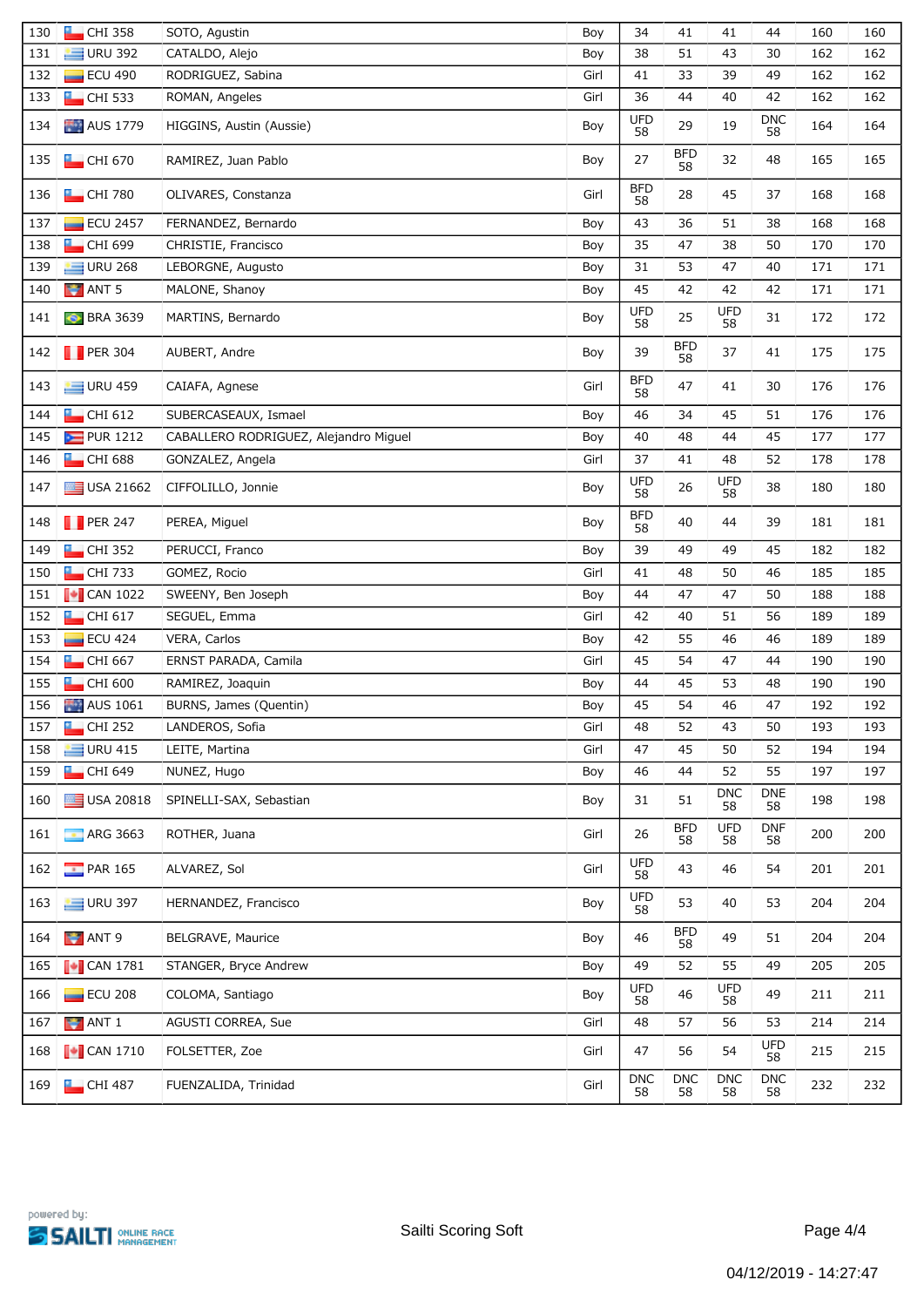| | | | | | | | | | | |
|---|---|---|---|---|---|---|---|---|---|---|
| 130 | CHI 358 | SOTO, Agustin | Boy | 34 | 41 | 41 | 44 | 160 | 160 |
| 131 | URU 392 | CATALDO, Alejo | Boy | 38 | 51 | 43 | 30 | 162 | 162 |
| 132 | ECU 490 | RODRIGUEZ, Sabina | Girl | 41 | 33 | 39 | 49 | 162 | 162 |
| 133 | CHI 533 | ROMAN, Angeles | Girl | 36 | 44 | 40 | 42 | 162 | 162 |
| 134 | AUS 1779 | HIGGINS, Austin (Aussie) | Boy | UFD 58 | 29 | 19 | DNC 58 | 164 | 164 |
| 135 | CHI 670 | RAMIREZ, Juan Pablo | Boy | 27 | BFD 58 | 32 | 48 | 165 | 165 |
| 136 | CHI 780 | OLIVARES, Constanza | Girl | BFD 58 | 28 | 45 | 37 | 168 | 168 |
| 137 | ECU 2457 | FERNANDEZ, Bernardo | Boy | 43 | 36 | 51 | 38 | 168 | 168 |
| 138 | CHI 699 | CHRISTIE, Francisco | Boy | 35 | 47 | 38 | 50 | 170 | 170 |
| 139 | URU 268 | LEBORGNE, Augusto | Boy | 31 | 53 | 47 | 40 | 171 | 171 |
| 140 | ANT 5 | MALONE, Shanoy | Boy | 45 | 42 | 42 | 42 | 171 | 171 |
| 141 | BRA 3639 | MARTINS, Bernardo | Boy | UFD 58 | 25 | UFD 58 | 31 | 172 | 172 |
| 142 | PER 304 | AUBERT, Andre | Boy | 39 | BFD 58 | 37 | 41 | 175 | 175 |
| 143 | URU 459 | CAIAFA, Agnese | Girl | BFD 58 | 47 | 41 | 30 | 176 | 176 |
| 144 | CHI 612 | SUBERCASEAUX, Ismael | Boy | 46 | 34 | 45 | 51 | 176 | 176 |
| 145 | PUR 1212 | CABALLERO RODRIGUEZ, Alejandro Miguel | Boy | 40 | 48 | 44 | 45 | 177 | 177 |
| 146 | CHI 688 | GONZALEZ, Angela | Girl | 37 | 41 | 48 | 52 | 178 | 178 |
| 147 | USA 21662 | CIFFOLILLO, Jonnie | Boy | UFD 58 | 26 | UFD 58 | 38 | 180 | 180 |
| 148 | PER 247 | PEREA, Miguel | Boy | BFD 58 | 40 | 44 | 39 | 181 | 181 |
| 149 | CHI 352 | PERUCCI, Franco | Boy | 39 | 49 | 49 | 45 | 182 | 182 |
| 150 | CHI 733 | GOMEZ, Rocio | Girl | 41 | 48 | 50 | 46 | 185 | 185 |
| 151 | CAN 1022 | SWEENY, Ben Joseph | Boy | 44 | 47 | 47 | 50 | 188 | 188 |
| 152 | CHI 617 | SEGUEL, Emma | Girl | 42 | 40 | 51 | 56 | 189 | 189 |
| 153 | ECU 424 | VERA, Carlos | Boy | 42 | 55 | 46 | 46 | 189 | 189 |
| 154 | CHI 667 | ERNST PARADA, Camila | Girl | 45 | 54 | 47 | 44 | 190 | 190 |
| 155 | CHI 600 | RAMIREZ, Joaquin | Boy | 44 | 45 | 53 | 48 | 190 | 190 |
| 156 | AUS 1061 | BURNS, James (Quentin) | Boy | 45 | 54 | 46 | 47 | 192 | 192 |
| 157 | CHI 252 | LANDEROS, Sofia | Girl | 48 | 52 | 43 | 50 | 193 | 193 |
| 158 | URU 415 | LEITE, Martina | Girl | 47 | 45 | 50 | 52 | 194 | 194 |
| 159 | CHI 649 | NUNEZ, Hugo | Boy | 46 | 44 | 52 | 55 | 197 | 197 |
| 160 | USA 20818 | SPINELLI-SAX, Sebastian | Boy | 31 | 51 | DNC 58 | DNE 58 | 198 | 198 |
| 161 | ARG 3663 | ROTHER, Juana | Girl | 26 | BFD 58 | UFD 58 | DNF 58 | 200 | 200 |
| 162 | PAR 165 | ALVAREZ, Sol | Girl | UFD 58 | 43 | 46 | 54 | 201 | 201 |
| 163 | URU 397 | HERNANDEZ, Francisco | Boy | UFD 58 | 53 | 40 | 53 | 204 | 204 |
| 164 | ANT 9 | BELGRAVE, Maurice | Boy | 46 | BFD 58 | 49 | 51 | 204 | 204 |
| 165 | CAN 1781 | STANGER, Bryce Andrew | Boy | 49 | 52 | 55 | 49 | 205 | 205 |
| 166 | ECU 208 | COLOMA, Santiago | Boy | UFD 58 | 46 | UFD 58 | 49 | 211 | 211 |
| 167 | ANT 1 | AGUSTI CORREA, Sue | Girl | 48 | 57 | 56 | 53 | 214 | 214 |
| 168 | CAN 1710 | FOLSETTER, Zoe | Girl | 47 | 56 | 54 | UFD 58 | 215 | 215 |
| 169 | CHI 487 | FUENZALIDA, Trinidad | Girl | DNC 58 | DNC 58 | DNC 58 | DNC 58 | 232 | 232 |

powered by: SAILTI ONLINE RACE MANAGEMENT

Sailti Scoring Soft

04/12/2019 - 14:27:47